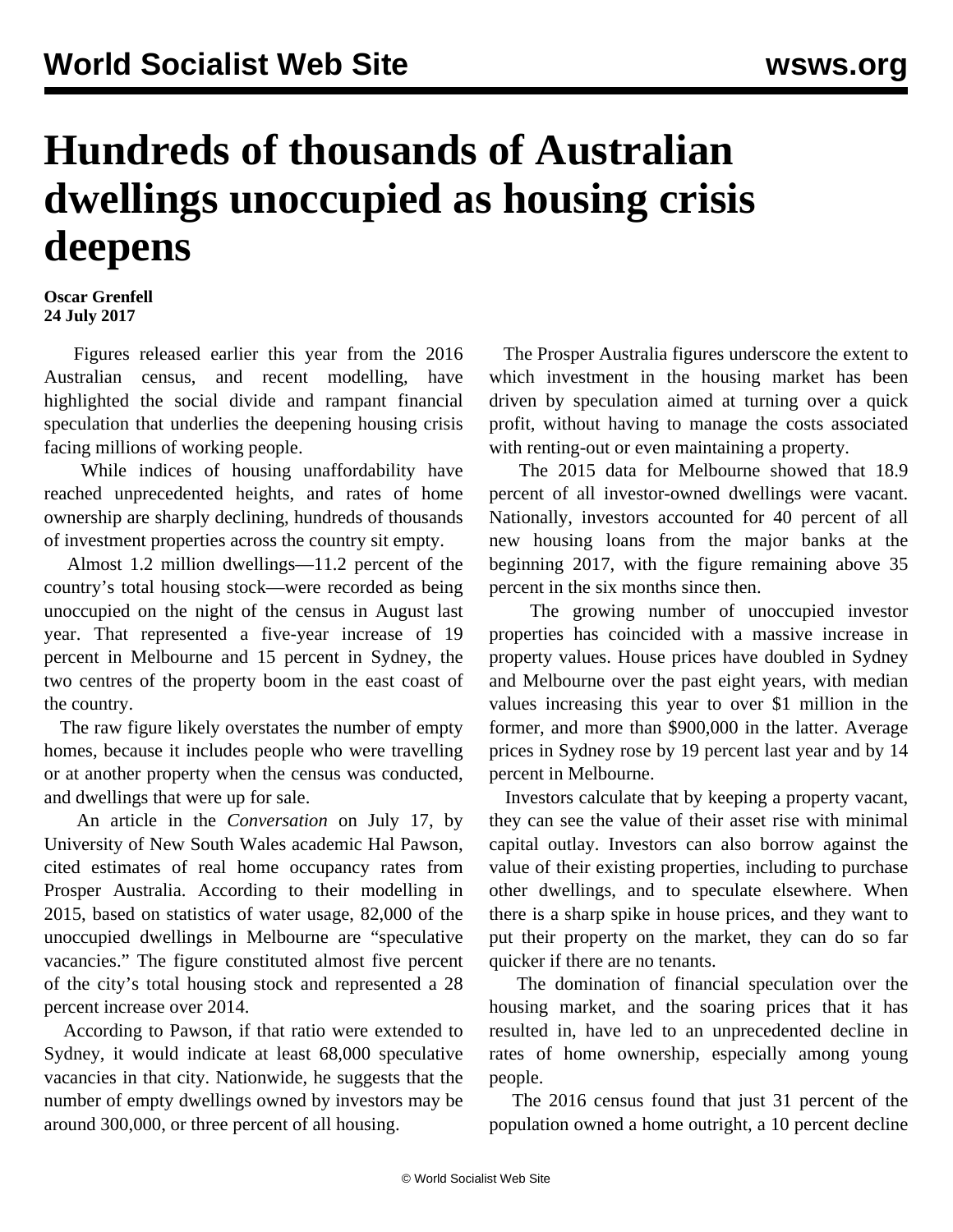# Hundreds of thousands of Australian dwellings unoccupied as housing crisis deepens

**Oscar Grenfell**
**24 July 2017**

Figures released earlier this year from the 2016 Australian census, and recent modelling, have highlighted the social divide and rampant financial speculation that underlies the deepening housing crisis facing millions of working people.

While indices of housing unaffordability have reached unprecedented heights, and rates of home ownership are sharply declining, hundreds of thousands of investment properties across the country sit empty.

Almost 1.2 million dwellings—11.2 percent of the country's total housing stock—were recorded as being unoccupied on the night of the census in August last year. That represented a five-year increase of 19 percent in Melbourne and 15 percent in Sydney, the two centres of the property boom in the east coast of the country.

The raw figure likely overstates the number of empty homes, because it includes people who were travelling or at another property when the census was conducted, and dwellings that were up for sale.

An article in the *Conversation* on July 17, by University of New South Wales academic Hal Pawson, cited estimates of real home occupancy rates from Prosper Australia. According to their modelling in 2015, based on statistics of water usage, 82,000 of the unoccupied dwellings in Melbourne are "speculative vacancies." The figure constituted almost five percent of the city's total housing stock and represented a 28 percent increase over 2014.

According to Pawson, if that ratio were extended to Sydney, it would indicate at least 68,000 speculative vacancies in that city. Nationwide, he suggests that the number of empty dwellings owned by investors may be around 300,000, or three percent of all housing.

The Prosper Australia figures underscore the extent to which investment in the housing market has been driven by speculation aimed at turning over a quick profit, without having to manage the costs associated with renting-out or even maintaining a property.

The 2015 data for Melbourne showed that 18.9 percent of all investor-owned dwellings were vacant. Nationally, investors accounted for 40 percent of all new housing loans from the major banks at the beginning 2017, with the figure remaining above 35 percent in the six months since then.

The growing number of unoccupied investor properties has coincided with a massive increase in property values. House prices have doubled in Sydney and Melbourne over the past eight years, with median values increasing this year to over $1 million in the former, and more than $900,000 in the latter. Average prices in Sydney rose by 19 percent last year and by 14 percent in Melbourne.

Investors calculate that by keeping a property vacant, they can see the value of their asset rise with minimal capital outlay. Investors can also borrow against the value of their existing properties, including to purchase other dwellings, and to speculate elsewhere. When there is a sharp spike in house prices, and they want to put their property on the market, they can do so far quicker if there are no tenants.

The domination of financial speculation over the housing market, and the soaring prices that it has resulted in, have led to an unprecedented decline in rates of home ownership, especially among young people.

The 2016 census found that just 31 percent of the population owned a home outright, a 10 percent decline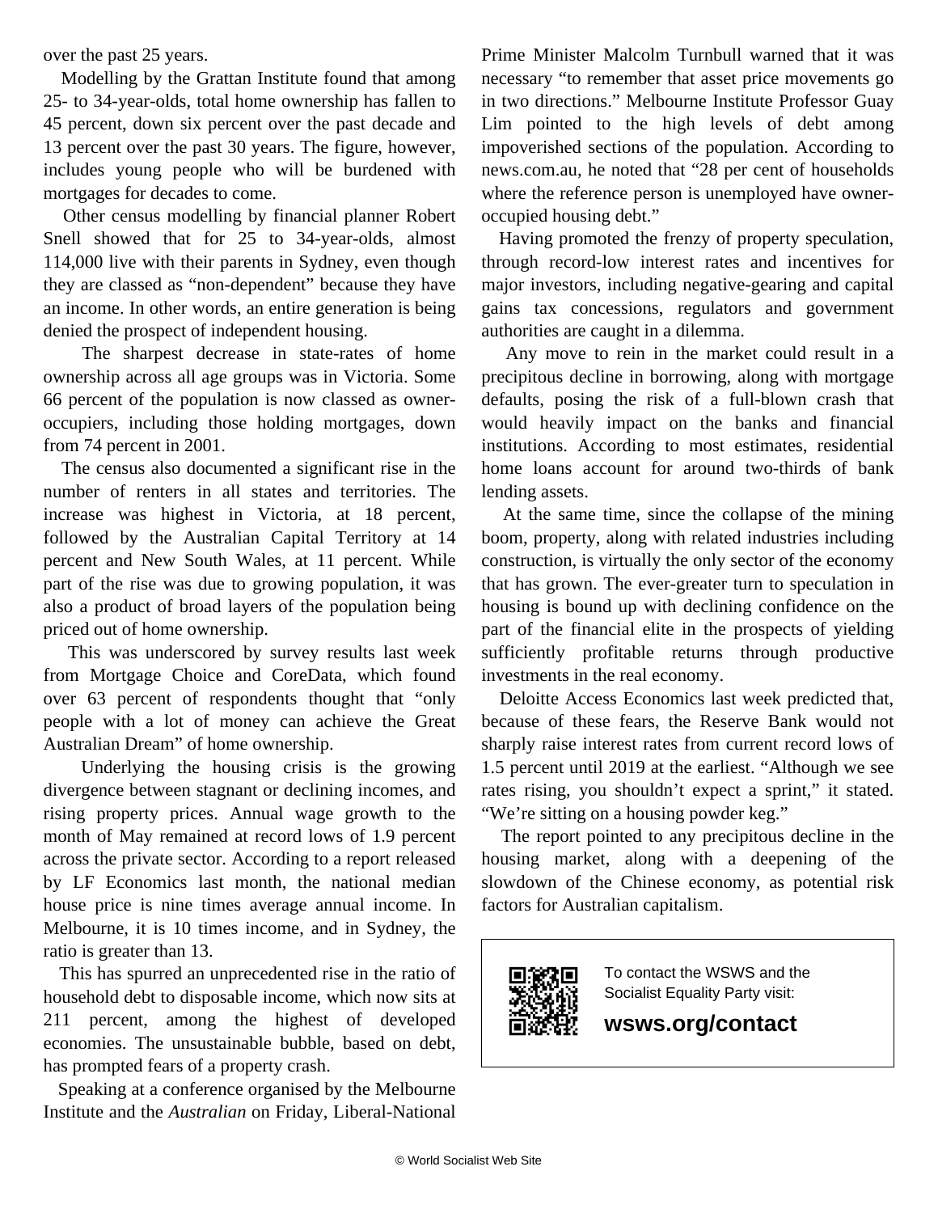over the past 25 years.

Modelling by the Grattan Institute found that among 25- to 34-year-olds, total home ownership has fallen to 45 percent, down six percent over the past decade and 13 percent over the past 30 years. The figure, however, includes young people who will be burdened with mortgages for decades to come.

Other census modelling by financial planner Robert Snell showed that for 25 to 34-year-olds, almost 114,000 live with their parents in Sydney, even though they are classed as "non-dependent" because they have an income. In other words, an entire generation is being denied the prospect of independent housing.

The sharpest decrease in state-rates of home ownership across all age groups was in Victoria. Some 66 percent of the population is now classed as owner-occupiers, including those holding mortgages, down from 74 percent in 2001.

The census also documented a significant rise in the number of renters in all states and territories. The increase was highest in Victoria, at 18 percent, followed by the Australian Capital Territory at 14 percent and New South Wales, at 11 percent. While part of the rise was due to growing population, it was also a product of broad layers of the population being priced out of home ownership.

This was underscored by survey results last week from Mortgage Choice and CoreData, which found over 63 percent of respondents thought that "only people with a lot of money can achieve the Great Australian Dream" of home ownership.

Underlying the housing crisis is the growing divergence between stagnant or declining incomes, and rising property prices. Annual wage growth to the month of May remained at record lows of 1.9 percent across the private sector. According to a report released by LF Economics last month, the national median house price is nine times average annual income. In Melbourne, it is 10 times income, and in Sydney, the ratio is greater than 13.

This has spurred an unprecedented rise in the ratio of household debt to disposable income, which now sits at 211 percent, among the highest of developed economies. The unsustainable bubble, based on debt, has prompted fears of a property crash.

Speaking at a conference organised by the Melbourne Institute and the *Australian* on Friday, Liberal-National Prime Minister Malcolm Turnbull warned that it was necessary "to remember that asset price movements go in two directions." Melbourne Institute Professor Guay Lim pointed to the high levels of debt among impoverished sections of the population. According to news.com.au, he noted that "28 per cent of households where the reference person is unemployed have owner-occupied housing debt."

Having promoted the frenzy of property speculation, through record-low interest rates and incentives for major investors, including negative-gearing and capital gains tax concessions, regulators and government authorities are caught in a dilemma.

Any move to rein in the market could result in a precipitous decline in borrowing, along with mortgage defaults, posing the risk of a full-blown crash that would heavily impact on the banks and financial institutions. According to most estimates, residential home loans account for around two-thirds of bank lending assets.

At the same time, since the collapse of the mining boom, property, along with related industries including construction, is virtually the only sector of the economy that has grown. The ever-greater turn to speculation in housing is bound up with declining confidence on the part of the financial elite in the prospects of yielding sufficiently profitable returns through productive investments in the real economy.

Deloitte Access Economics last week predicted that, because of these fears, the Reserve Bank would not sharply raise interest rates from current record lows of 1.5 percent until 2019 at the earliest. "Although we see rates rising, you shouldn't expect a sprint," it stated. "We're sitting on a housing powder keg."

The report pointed to any precipitous decline in the housing market, along with a deepening of the slowdown of the Chinese economy, as potential risk factors for Australian capitalism.

To contact the WSWS and the Socialist Equality Party visit:

**wsws.org/contact**